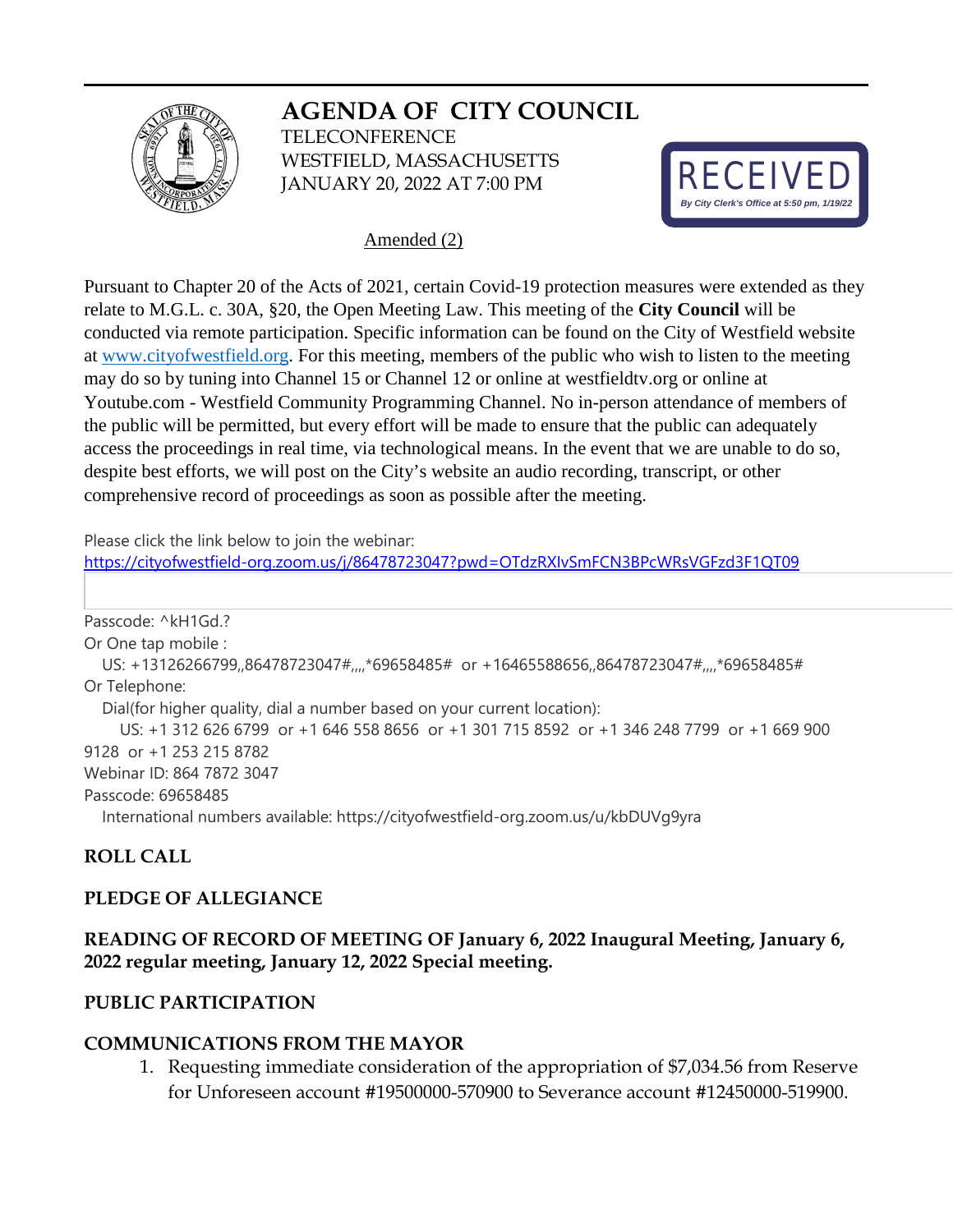# AGENDA OF CITY COUNCIL

TELECONFERENCE
WESTFIELD, MASSACHUSETTS
JANUARY 20, 2022 AT 7:00 PM

RECEIVED
*By City Clerk's Office at 5:50 pm, 1/19/22*

Amended (2)

Pursuant to Chapter 20 of the Acts of 2021, certain Covid-19 protection measures were extended as they relate to M.G.L. c. 30A, §20, the Open Meeting Law. This meeting of the **City Council** will be conducted via remote participation. Specific information can be found on the City of Westfield website at www.cityofwestfield.org. For this meeting, members of the public who wish to listen to the meeting may do so by tuning into Channel 15 or Channel 12 or online at westfieldtv.org or online at Youtube.com - Westfield Community Programming Channel. No in-person attendance of members of the public will be permitted, but every effort will be made to ensure that the public can adequately access the proceedings in real time, via technological means. In the event that we are unable to do so, despite best efforts, we will post on the City's website an audio recording, transcript, or other comprehensive record of proceedings as soon as possible after the meeting.

Please click the link below to join the webinar:
https://cityofwestfield-org.zoom.us/j/86478723047?pwd=OTdzRXIvSmFCN3BPcWRsVGFzd3F1QT09

Passcode: ^kH1Gd.?
Or One tap mobile :
US: +13126266799,,86478723047#,,,,*69658485# or +16465588656,,86478723047#,,,,*69658485#
Or Telephone:
Dial(for higher quality, dial a number based on your current location):
US: +1 312 626 6799 or +1 646 558 8656 or +1 301 715 8592 or +1 346 248 7799 or +1 669 900 9128 or +1 253 215 8782
Webinar ID: 864 7872 3047
Passcode: 69658485
International numbers available: https://cityofwestfield-org.zoom.us/u/kbDUVg9yra

**ROLL CALL**

**PLEDGE OF ALLEGIANCE**

**READING OF RECORD OF MEETING OF January 6, 2022 Inaugural Meeting, January 6, 2022 regular meeting, January 12, 2022 Special meeting.**

**PUBLIC PARTICIPATION**

**COMMUNICATIONS FROM THE MAYOR**

1. Requesting immediate consideration of the appropriation of $7,034.56 from Reserve for Unforeseen account #19500000-570900 to Severance account #12450000-519900.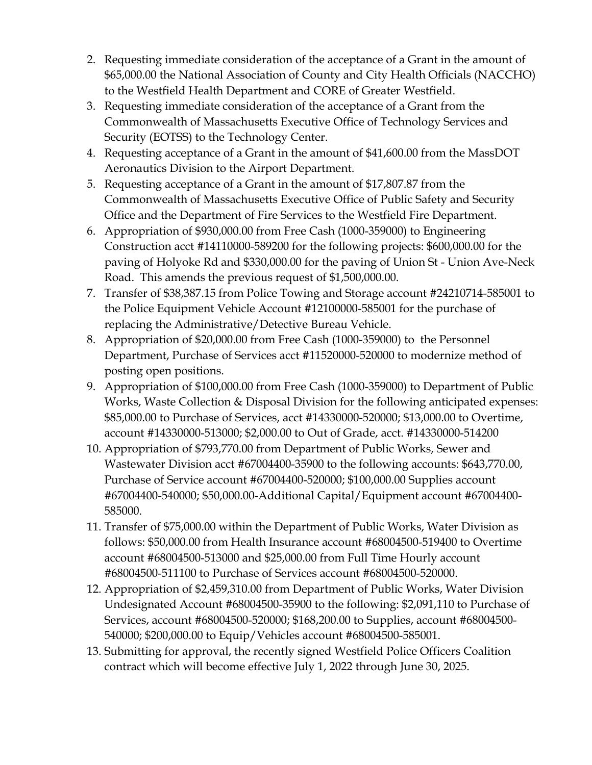2. Requesting immediate consideration of the acceptance of a Grant in the amount of $65,000.00 the National Association of County and City Health Officials (NACCHO) to the Westfield Health Department and CORE of Greater Westfield.
3. Requesting immediate consideration of the acceptance of a Grant from the Commonwealth of Massachusetts Executive Office of Technology Services and Security (EOTSS) to the Technology Center.
4. Requesting acceptance of a Grant in the amount of $41,600.00 from the MassDOT Aeronautics Division to the Airport Department.
5. Requesting acceptance of a Grant in the amount of $17,807.87 from the Commonwealth of Massachusetts Executive Office of Public Safety and Security Office and the Department of Fire Services to the Westfield Fire Department.
6. Appropriation of $930,000.00 from Free Cash (1000-359000) to Engineering Construction acct #14110000-589200 for the following projects: $600,000.00 for the paving of Holyoke Rd and $330,000.00 for the paving of Union St - Union Ave-Neck Road. This amends the previous request of $1,500,000.00.
7. Transfer of $38,387.15 from Police Towing and Storage account #24210714-585001 to the Police Equipment Vehicle Account #12100000-585001 for the purchase of replacing the Administrative/Detective Bureau Vehicle.
8. Appropriation of $20,000.00 from Free Cash (1000-359000) to the Personnel Department, Purchase of Services acct #11520000-520000 to modernize method of posting open positions.
9. Appropriation of $100,000.00 from Free Cash (1000-359000) to Department of Public Works, Waste Collection & Disposal Division for the following anticipated expenses: $85,000.00 to Purchase of Services, acct #14330000-520000; $13,000.00 to Overtime, account #14330000-513000; $2,000.00 to Out of Grade, acct. #14330000-514200
10. Appropriation of $793,770.00 from Department of Public Works, Sewer and Wastewater Division acct #67004400-35900 to the following accounts: $643,770.00, Purchase of Service account #67004400-520000; $100,000.00 Supplies account #67004400-540000; $50,000.00-Additional Capital/Equipment account #67004400-585000.
11. Transfer of $75,000.00 within the Department of Public Works, Water Division as follows: $50,000.00 from Health Insurance account #68004500-519400 to Overtime account #68004500-513000 and $25,000.00 from Full Time Hourly account #68004500-511100 to Purchase of Services account #68004500-520000.
12. Appropriation of $2,459,310.00 from Department of Public Works, Water Division Undesignated Account #68004500-35900 to the following: $2,091,110 to Purchase of Services, account #68004500-520000; $168,200.00 to Supplies, account #68004500-540000; $200,000.00 to Equip/Vehicles account #68004500-585001.
13. Submitting for approval, the recently signed Westfield Police Officers Coalition contract which will become effective July 1, 2022 through June 30, 2025.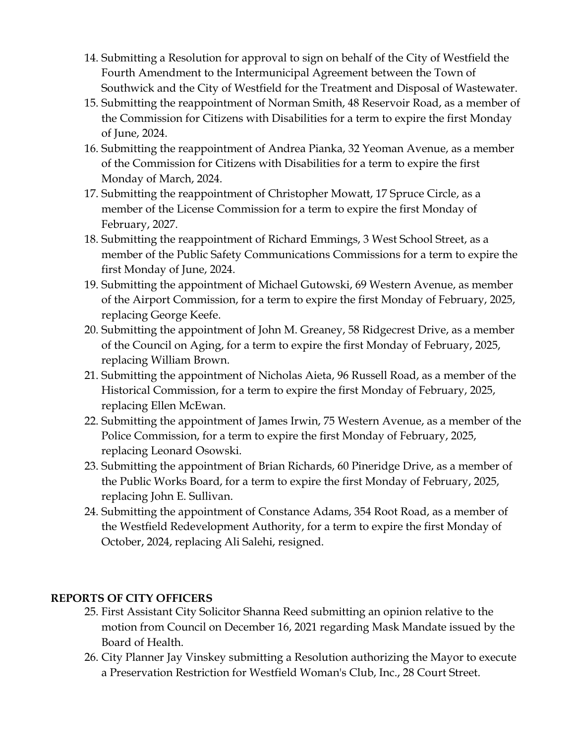14. Submitting a Resolution for approval to sign on behalf of the City of Westfield the Fourth Amendment to the Intermunicipal Agreement between the Town of Southwick and the City of Westfield for the Treatment and Disposal of Wastewater.
15. Submitting the reappointment of Norman Smith, 48 Reservoir Road, as a member of the Commission for Citizens with Disabilities for a term to expire the first Monday of June, 2024.
16. Submitting the reappointment of Andrea Pianka, 32 Yeoman Avenue, as a member of the Commission for Citizens with Disabilities for a term to expire the first Monday of March, 2024.
17. Submitting the reappointment of Christopher Mowatt, 17 Spruce Circle, as a member of the License Commission for a term to expire the first Monday of February, 2027.
18. Submitting the reappointment of Richard Emmings, 3 West School Street, as a member of the Public Safety Communications Commissions for a term to expire the first Monday of June, 2024.
19. Submitting the appointment of Michael Gutowski, 69 Western Avenue, as member of the Airport Commission, for a term to expire the first Monday of February, 2025, replacing George Keefe.
20. Submitting the appointment of John M. Greaney, 58 Ridgecrest Drive, as a member of the Council on Aging, for a term to expire the first Monday of February, 2025, replacing William Brown.
21. Submitting the appointment of Nicholas Aieta, 96 Russell Road, as a member of the Historical Commission, for a term to expire the first Monday of February, 2025, replacing Ellen McEwan.
22. Submitting the appointment of James Irwin, 75 Western Avenue, as a member of the Police Commission, for a term to expire the first Monday of February, 2025, replacing Leonard Osowski.
23. Submitting the appointment of Brian Richards, 60 Pineridge Drive, as a member of the Public Works Board, for a term to expire the first Monday of February, 2025, replacing John E. Sullivan.
24. Submitting the appointment of Constance Adams, 354 Root Road, as a member of the Westfield Redevelopment Authority, for a term to expire the first Monday of October, 2024, replacing Ali Salehi, resigned.

**REPORTS OF CITY OFFICERS**

25. First Assistant City Solicitor Shanna Reed submitting an opinion relative to the motion from Council on December 16, 2021 regarding Mask Mandate issued by the Board of Health.
26. City Planner Jay Vinskey submitting a Resolution authorizing the Mayor to execute a Preservation Restriction for Westfield Woman's Club, Inc., 28 Court Street.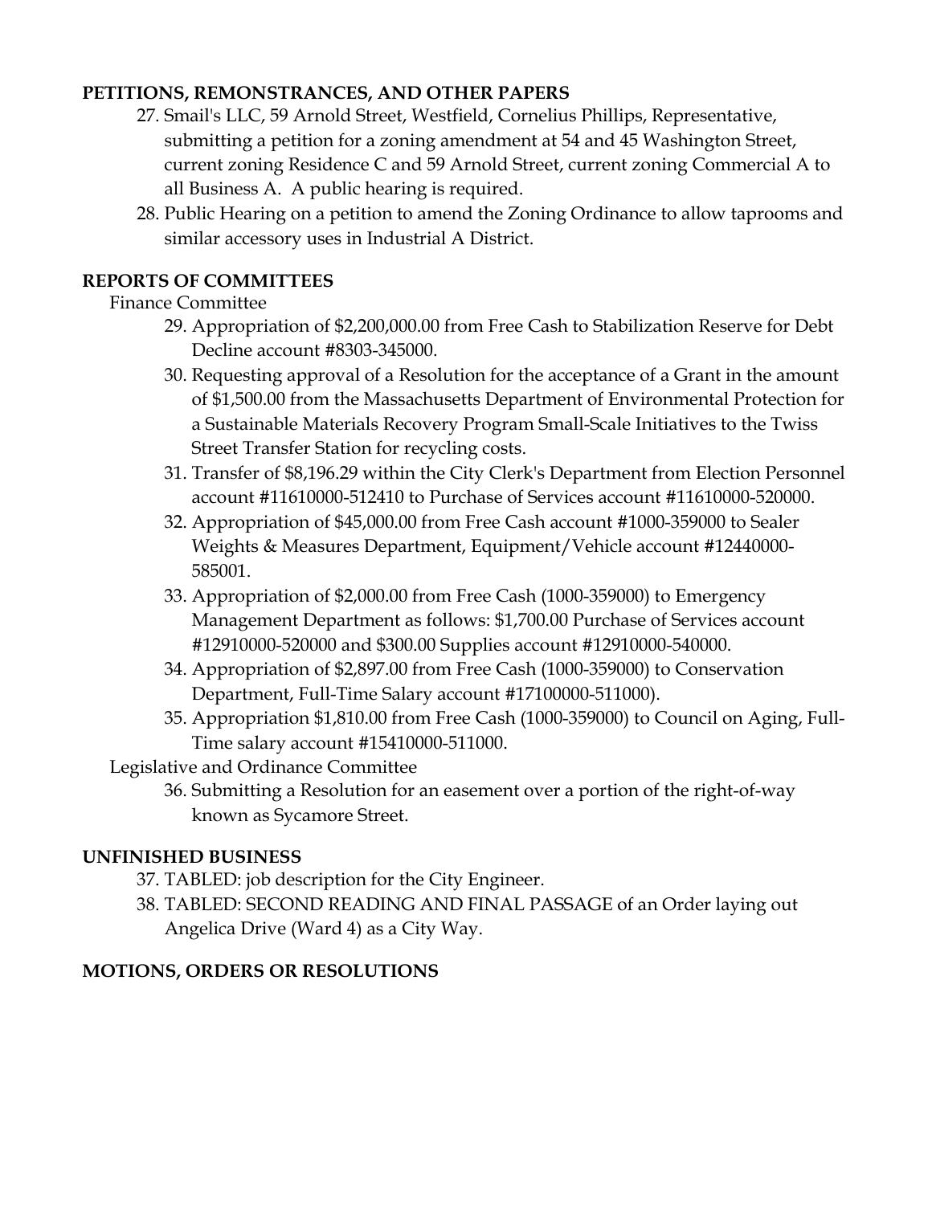**PETITIONS, REMONSTRANCES, AND OTHER PAPERS**

27. Smail's LLC, 59 Arnold Street, Westfield, Cornelius Phillips, Representative, submitting a petition for a zoning amendment at 54 and 45 Washington Street, current zoning Residence C and 59 Arnold Street, current zoning Commercial A to all Business A. A public hearing is required.
28. Public Hearing on a petition to amend the Zoning Ordinance to allow taprooms and similar accessory uses in Industrial A District.

**REPORTS OF COMMITTEES**

Finance Committee

29. Appropriation of $2,200,000.00 from Free Cash to Stabilization Reserve for Debt Decline account #8303-345000.
30. Requesting approval of a Resolution for the acceptance of a Grant in the amount of $1,500.00 from the Massachusetts Department of Environmental Protection for a Sustainable Materials Recovery Program Small-Scale Initiatives to the Twiss Street Transfer Station for recycling costs.
31. Transfer of $8,196.29 within the City Clerk's Department from Election Personnel account #11610000-512410 to Purchase of Services account #11610000-520000.
32. Appropriation of $45,000.00 from Free Cash account #1000-359000 to Sealer Weights & Measures Department, Equipment/Vehicle account #12440000-585001.
33. Appropriation of $2,000.00 from Free Cash (1000-359000) to Emergency Management Department as follows: $1,700.00 Purchase of Services account #12910000-520000 and $300.00 Supplies account #12910000-540000.
34. Appropriation of $2,897.00 from Free Cash (1000-359000) to Conservation Department, Full-Time Salary account #17100000-511000).
35. Appropriation $1,810.00 from Free Cash (1000-359000) to Council on Aging, Full-Time salary account #15410000-511000.

Legislative and Ordinance Committee

36. Submitting a Resolution for an easement over a portion of the right-of-way known as Sycamore Street.

**UNFINISHED BUSINESS**

37. TABLED: job description for the City Engineer.
38. TABLED: SECOND READING AND FINAL PASSAGE of an Order laying out Angelica Drive (Ward 4) as a City Way.

**MOTIONS, ORDERS OR RESOLUTIONS**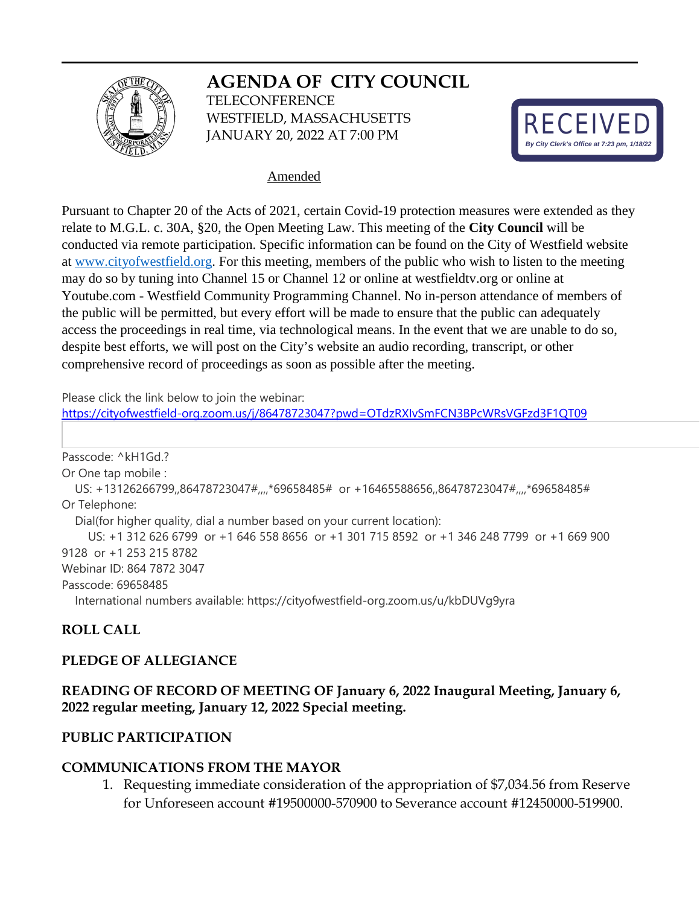# AGENDA OF CITY COUNCIL

TELECONFERENCE
WESTFIELD, MASSACHUSETTS
JANUARY 20, 2022 AT 7:00 PM

RECEIVED
*By City Clerk's Office at 7:23 pm, 1/18/22*

Amended

Pursuant to Chapter 20 of the Acts of 2021, certain Covid-19 protection measures were extended as they relate to M.G.L. c. 30A, §20, the Open Meeting Law. This meeting of the **City Council** will be conducted via remote participation. Specific information can be found on the City of Westfield website at www.cityofwestfield.org. For this meeting, members of the public who wish to listen to the meeting may do so by tuning into Channel 15 or Channel 12 or online at westfieldtv.org or online at Youtube.com - Westfield Community Programming Channel. No in-person attendance of members of the public will be permitted, but every effort will be made to ensure that the public can adequately access the proceedings in real time, via technological means. In the event that we are unable to do so, despite best efforts, we will post on the City's website an audio recording, transcript, or other comprehensive record of proceedings as soon as possible after the meeting.

Please click the link below to join the webinar:
https://cityofwestfield-org.zoom.us/j/86478723047?pwd=OTdzRXIvSmFCN3BPcWRsVGFzd3F1QT09

Passcode: ^kH1Gd.?
Or One tap mobile :
US: +13126266799,,86478723047#,,,,*69658485# or +16465588656,,86478723047#,,,,*69658485#
Or Telephone:
Dial(for higher quality, dial a number based on your current location):
US: +1 312 626 6799 or +1 646 558 8656 or +1 301 715 8592 or +1 346 248 7799 or +1 669 900 9128 or +1 253 215 8782
Webinar ID: 864 7872 3047
Passcode: 69658485
International numbers available: https://cityofwestfield-org.zoom.us/u/kbDUVg9yra

**ROLL CALL**

**PLEDGE OF ALLEGIANCE**

**READING OF RECORD OF MEETING OF January 6, 2022 Inaugural Meeting, January 6, 2022 regular meeting, January 12, 2022 Special meeting.**

**PUBLIC PARTICIPATION**

**COMMUNICATIONS FROM THE MAYOR**

1. Requesting immediate consideration of the appropriation of $7,034.56 from Reserve for Unforeseen account #19500000-570900 to Severance account #12450000-519900.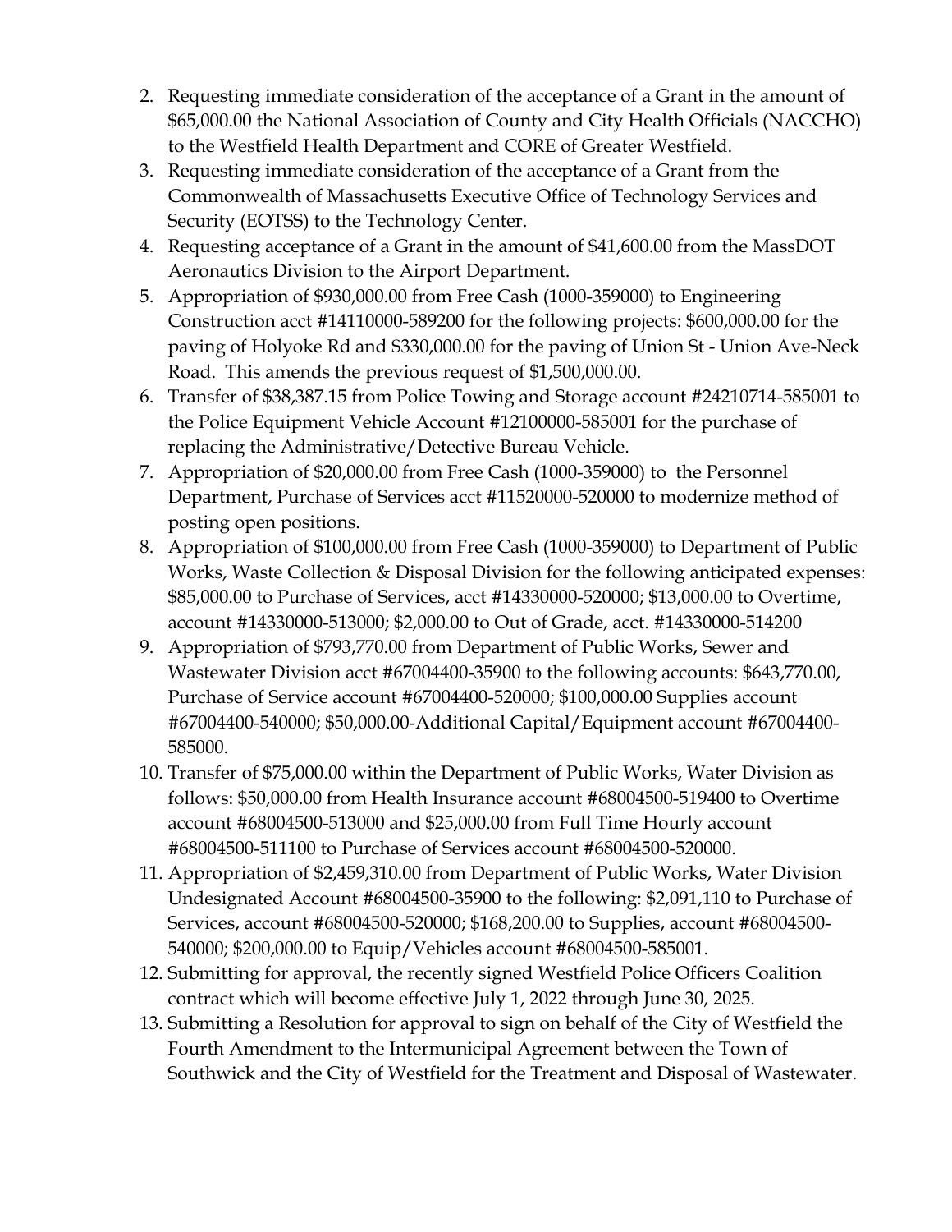2. Requesting immediate consideration of the acceptance of a Grant in the amount of $65,000.00 the National Association of County and City Health Officials (NACCHO) to the Westfield Health Department and CORE of Greater Westfield.
3. Requesting immediate consideration of the acceptance of a Grant from the Commonwealth of Massachusetts Executive Office of Technology Services and Security (EOTSS) to the Technology Center.
4. Requesting acceptance of a Grant in the amount of $41,600.00 from the MassDOT Aeronautics Division to the Airport Department.
5. Appropriation of $930,000.00 from Free Cash (1000-359000) to Engineering Construction acct #14110000-589200 for the following projects: $600,000.00 for the paving of Holyoke Rd and $330,000.00 for the paving of Union St - Union Ave-Neck Road. This amends the previous request of $1,500,000.00.
6. Transfer of $38,387.15 from Police Towing and Storage account #24210714-585001 to the Police Equipment Vehicle Account #12100000-585001 for the purchase of replacing the Administrative/Detective Bureau Vehicle.
7. Appropriation of $20,000.00 from Free Cash (1000-359000) to the Personnel Department, Purchase of Services acct #11520000-520000 to modernize method of posting open positions.
8. Appropriation of $100,000.00 from Free Cash (1000-359000) to Department of Public Works, Waste Collection & Disposal Division for the following anticipated expenses: $85,000.00 to Purchase of Services, acct #14330000-520000; $13,000.00 to Overtime, account #14330000-513000; $2,000.00 to Out of Grade, acct. #14330000-514200
9. Appropriation of $793,770.00 from Department of Public Works, Sewer and Wastewater Division acct #67004400-35900 to the following accounts: $643,770.00, Purchase of Service account #67004400-520000; $100,000.00 Supplies account #67004400-540000; $50,000.00-Additional Capital/Equipment account #67004400-585000.
10. Transfer of $75,000.00 within the Department of Public Works, Water Division as follows: $50,000.00 from Health Insurance account #68004500-519400 to Overtime account #68004500-513000 and $25,000.00 from Full Time Hourly account #68004500-511100 to Purchase of Services account #68004500-520000.
11. Appropriation of $2,459,310.00 from Department of Public Works, Water Division Undesignated Account #68004500-35900 to the following: $2,091,110 to Purchase of Services, account #68004500-520000; $168,200.00 to Supplies, account #68004500-540000; $200,000.00 to Equip/Vehicles account #68004500-585001.
12. Submitting for approval, the recently signed Westfield Police Officers Coalition contract which will become effective July 1, 2022 through June 30, 2025.
13. Submitting a Resolution for approval to sign on behalf of the City of Westfield the Fourth Amendment to the Intermunicipal Agreement between the Town of Southwick and the City of Westfield for the Treatment and Disposal of Wastewater.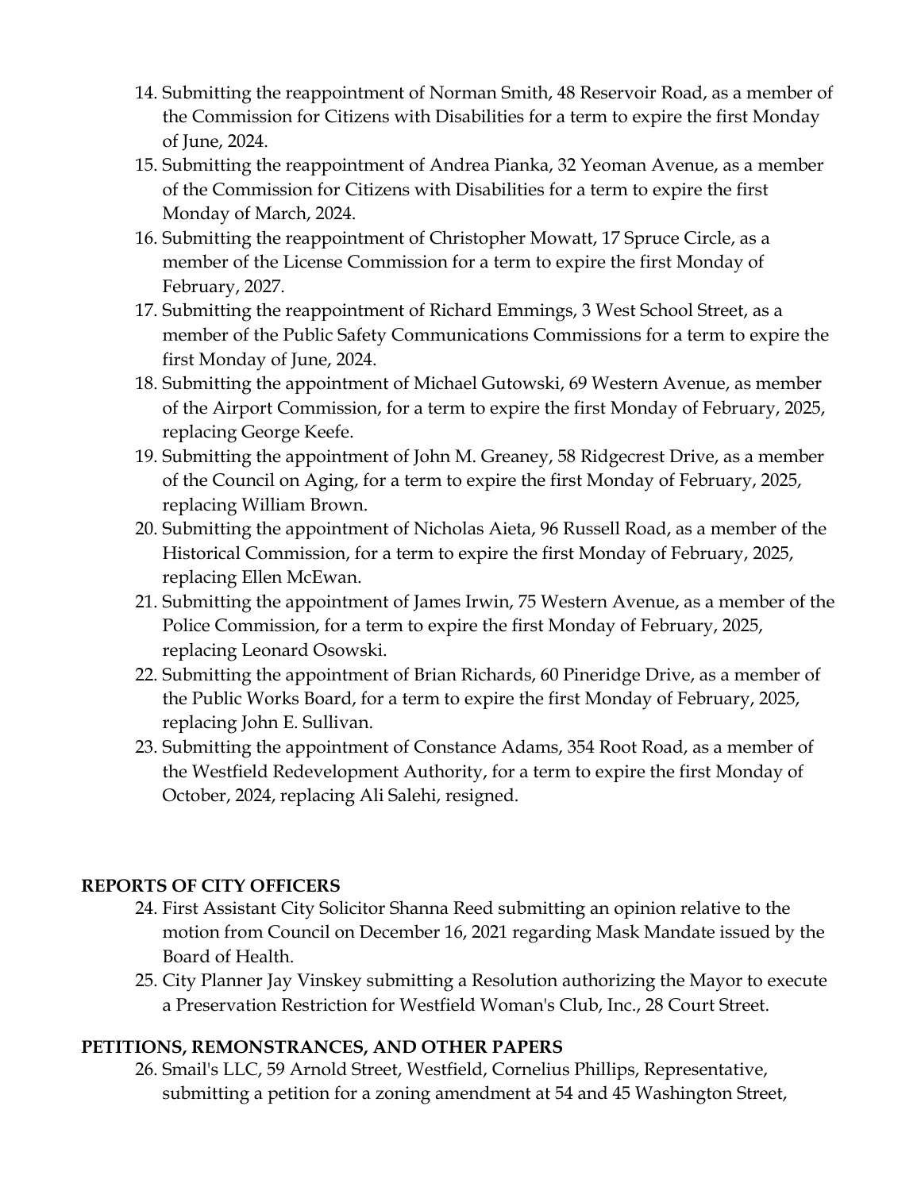14. Submitting the reappointment of Norman Smith, 48 Reservoir Road, as a member of the Commission for Citizens with Disabilities for a term to expire the first Monday of June, 2024.
15. Submitting the reappointment of Andrea Pianka, 32 Yeoman Avenue, as a member of the Commission for Citizens with Disabilities for a term to expire the first Monday of March, 2024.
16. Submitting the reappointment of Christopher Mowatt, 17 Spruce Circle, as a member of the License Commission for a term to expire the first Monday of February, 2027.
17. Submitting the reappointment of Richard Emmings, 3 West School Street, as a member of the Public Safety Communications Commissions for a term to expire the first Monday of June, 2024.
18. Submitting the appointment of Michael Gutowski, 69 Western Avenue, as member of the Airport Commission, for a term to expire the first Monday of February, 2025, replacing George Keefe.
19. Submitting the appointment of John M. Greaney, 58 Ridgecrest Drive, as a member of the Council on Aging, for a term to expire the first Monday of February, 2025, replacing William Brown.
20. Submitting the appointment of Nicholas Aieta, 96 Russell Road, as a member of the Historical Commission, for a term to expire the first Monday of February, 2025, replacing Ellen McEwan.
21. Submitting the appointment of James Irwin, 75 Western Avenue, as a member of the Police Commission, for a term to expire the first Monday of February, 2025, replacing Leonard Osowski.
22. Submitting the appointment of Brian Richards, 60 Pineridge Drive, as a member of the Public Works Board, for a term to expire the first Monday of February, 2025, replacing John E. Sullivan.
23. Submitting the appointment of Constance Adams, 354 Root Road, as a member of the Westfield Redevelopment Authority, for a term to expire the first Monday of October, 2024, replacing Ali Salehi, resigned.

**REPORTS OF CITY OFFICERS**

24. First Assistant City Solicitor Shanna Reed submitting an opinion relative to the motion from Council on December 16, 2021 regarding Mask Mandate issued by the Board of Health.
25. City Planner Jay Vinskey submitting a Resolution authorizing the Mayor to execute a Preservation Restriction for Westfield Woman's Club, Inc., 28 Court Street.

**PETITIONS, REMONSTRANCES, AND OTHER PAPERS**

26. Smail's LLC, 59 Arnold Street, Westfield, Cornelius Phillips, Representative, submitting a petition for a zoning amendment at 54 and 45 Washington Street,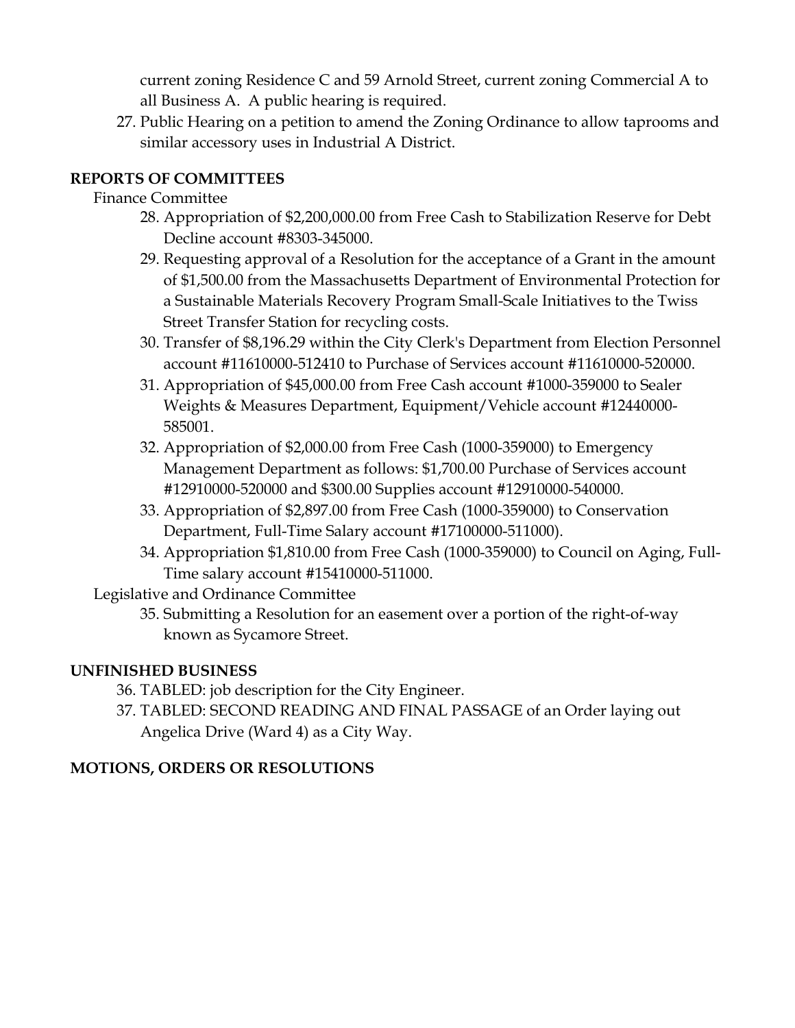current zoning Residence C and 59 Arnold Street, current zoning Commercial A to all Business A. A public hearing is required.

27. Public Hearing on a petition to amend the Zoning Ordinance to allow taprooms and similar accessory uses in Industrial A District.

## REPORTS OF COMMITTEES

Finance Committee

28. Appropriation of $2,200,000.00 from Free Cash to Stabilization Reserve for Debt Decline account #8303-345000.
29. Requesting approval of a Resolution for the acceptance of a Grant in the amount of $1,500.00 from the Massachusetts Department of Environmental Protection for a Sustainable Materials Recovery Program Small-Scale Initiatives to the Twiss Street Transfer Station for recycling costs.
30. Transfer of $8,196.29 within the City Clerk's Department from Election Personnel account #11610000-512410 to Purchase of Services account #11610000-520000.
31. Appropriation of $45,000.00 from Free Cash account #1000-359000 to Sealer Weights & Measures Department, Equipment/Vehicle account #12440000-585001.
32. Appropriation of $2,000.00 from Free Cash (1000-359000) to Emergency Management Department as follows: $1,700.00 Purchase of Services account #12910000-520000 and $300.00 Supplies account #12910000-540000.
33. Appropriation of $2,897.00 from Free Cash (1000-359000) to Conservation Department, Full-Time Salary account #17100000-511000).
34. Appropriation $1,810.00 from Free Cash (1000-359000) to Council on Aging, Full-Time salary account #15410000-511000.

Legislative and Ordinance Committee

35. Submitting a Resolution for an easement over a portion of the right-of-way known as Sycamore Street.

## UNFINISHED BUSINESS

36. TABLED: job description for the City Engineer.
37. TABLED: SECOND READING AND FINAL PASSAGE of an Order laying out Angelica Drive (Ward 4) as a City Way.

## MOTIONS, ORDERS OR RESOLUTIONS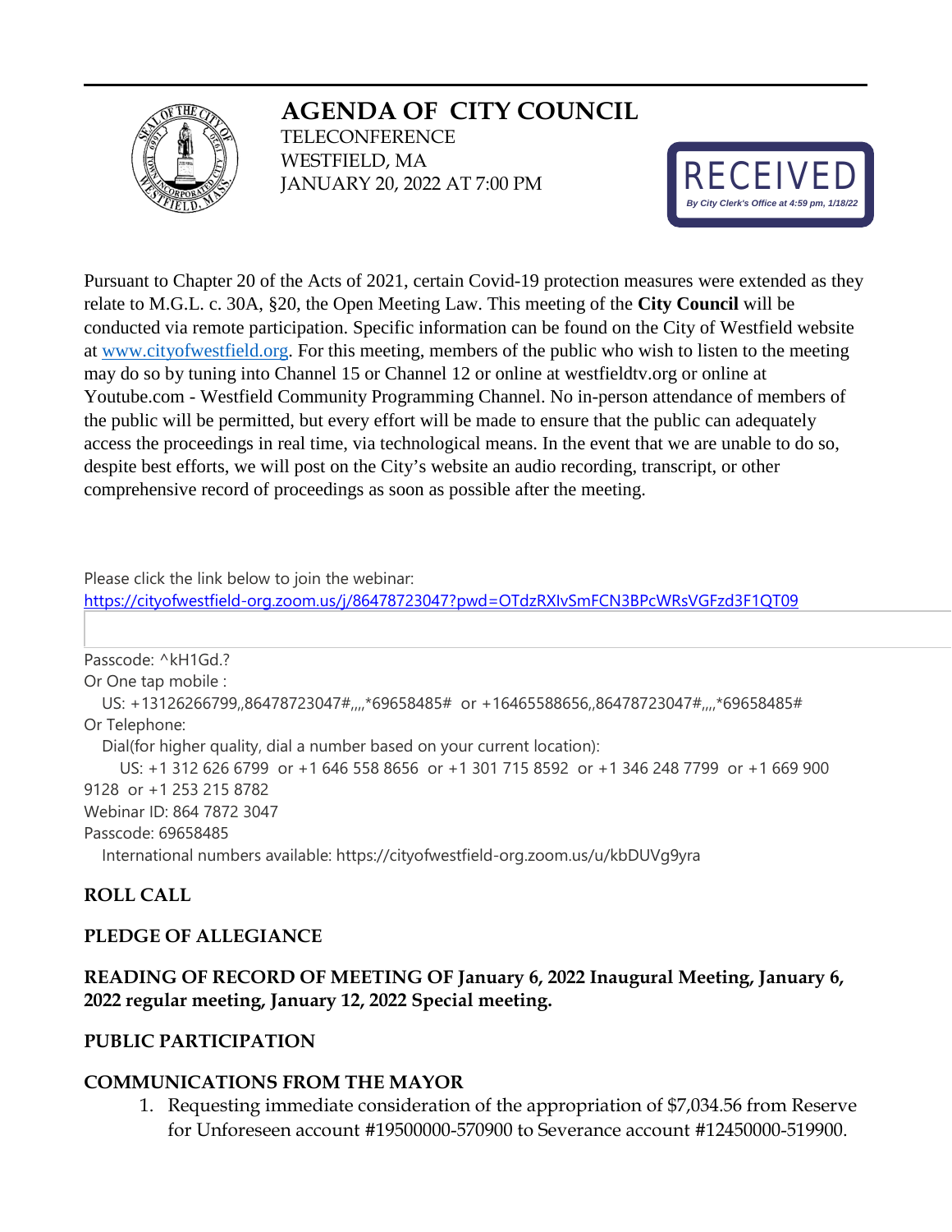# AGENDA OF CITY COUNCIL

TELECONFERENCE
WESTFIELD, MA
JANUARY 20, 2022 AT 7:00 PM

RECEIVED
*By City Clerk's Office at 4:59 pm, 1/18/22*

Pursuant to Chapter 20 of the Acts of 2021, certain Covid-19 protection measures were extended as they relate to M.G.L. c. 30A, §20, the Open Meeting Law. This meeting of the **City Council** will be conducted via remote participation. Specific information can be found on the City of Westfield website at [www.cityofwestfield.org](http://www.cityofwestfield.org). For this meeting, members of the public who wish to listen to the meeting may do so by tuning into Channel 15 or Channel 12 or online at westfieldtv.org or online at Youtube.com - Westfield Community Programming Channel. No in-person attendance of members of the public will be permitted, but every effort will be made to ensure that the public can adequately access the proceedings in real time, via technological means. In the event that we are unable to do so, despite best efforts, we will post on the City's website an audio recording, transcript, or other comprehensive record of proceedings as soon as possible after the meeting.

Please click the link below to join the webinar:
[https://cityofwestfield-org.zoom.us/j/86478723047?pwd=OTdzRXIvSmFCN3BPcWRsVGFzd3F1QT09](https://cityofwestfield-org.zoom.us/j/86478723047?pwd=OTdzRXIvSmFCN3BPcWRsVGFzd3F1QT09)

Passcode: ^kH1Gd.?
Or One tap mobile :
US: +13126266799,,86478723047#,,,,*69658485# or +16465588656,,86478723047#,,,,*69658485#
Or Telephone:
Dial(for higher quality, dial a number based on your current location):
US: +1 312 626 6799 or +1 646 558 8656 or +1 301 715 8592 or +1 346 248 7799 or +1 669 900 9128 or +1 253 215 8782
Webinar ID: 864 7872 3047
Passcode: 69658485
International numbers available: https://cityofwestfield-org.zoom.us/u/kbDUVg9yra

**ROLL CALL**

**PLEDGE OF ALLEGIANCE**

**READING OF RECORD OF MEETING OF January 6, 2022 Inaugural Meeting, January 6, 2022 regular meeting, January 12, 2022 Special meeting.**

**PUBLIC PARTICIPATION**

**COMMUNICATIONS FROM THE MAYOR**

1. Requesting immediate consideration of the appropriation of $7,034.56 from Reserve for Unforeseen account #19500000-570900 to Severance account #12450000-519900.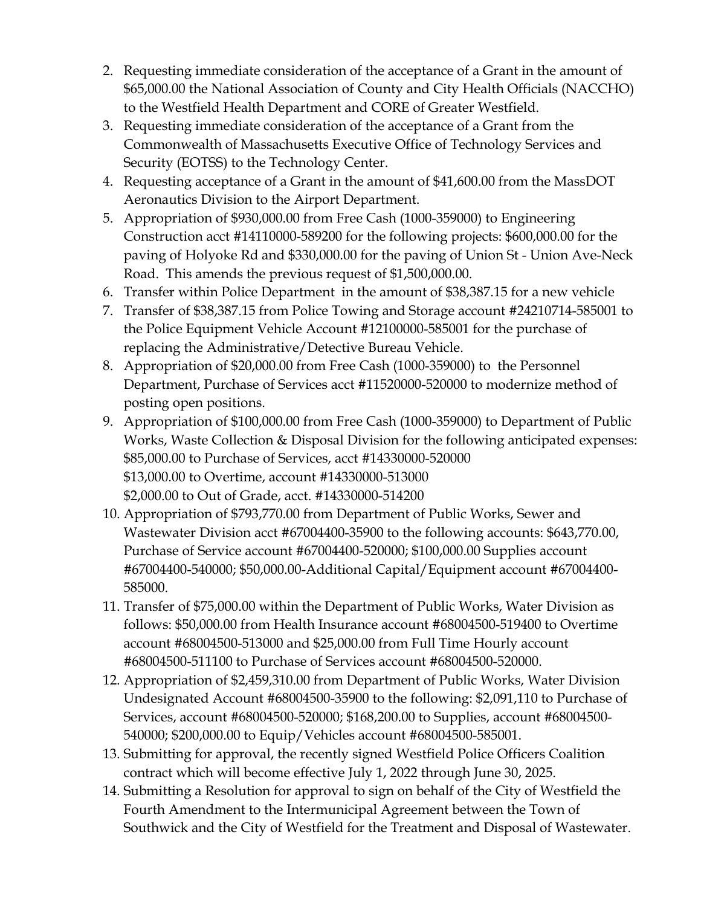2. Requesting immediate consideration of the acceptance of a Grant in the amount of $65,000.00 the National Association of County and City Health Officials (NACCHO) to the Westfield Health Department and CORE of Greater Westfield.
3. Requesting immediate consideration of the acceptance of a Grant from the Commonwealth of Massachusetts Executive Office of Technology Services and Security (EOTSS) to the Technology Center.
4. Requesting acceptance of a Grant in the amount of $41,600.00 from the MassDOT Aeronautics Division to the Airport Department.
5. Appropriation of $930,000.00 from Free Cash (1000-359000) to Engineering Construction acct #14110000-589200 for the following projects: $600,000.00 for the paving of Holyoke Rd and $330,000.00 for the paving of Union St - Union Ave-Neck Road. This amends the previous request of $1,500,000.00.
6. Transfer within Police Department in the amount of $38,387.15 for a new vehicle
7. Transfer of $38,387.15 from Police Towing and Storage account #24210714-585001 to the Police Equipment Vehicle Account #12100000-585001 for the purchase of replacing the Administrative/Detective Bureau Vehicle.
8. Appropriation of $20,000.00 from Free Cash (1000-359000) to the Personnel Department, Purchase of Services acct #11520000-520000 to modernize method of posting open positions.
9. Appropriation of $100,000.00 from Free Cash (1000-359000) to Department of Public Works, Waste Collection & Disposal Division for the following anticipated expenses:
   $85,000.00 to Purchase of Services, acct #14330000-520000
   $13,000.00 to Overtime, account #14330000-513000
   $2,000.00 to Out of Grade, acct. #14330000-514200
10. Appropriation of $793,770.00 from Department of Public Works, Sewer and Wastewater Division acct #67004400-35900 to the following accounts: $643,770.00, Purchase of Service account #67004400-520000; $100,000.00 Supplies account #67004400-540000; $50,000.00-Additional Capital/Equipment account #67004400-585000.
11. Transfer of $75,000.00 within the Department of Public Works, Water Division as follows: $50,000.00 from Health Insurance account #68004500-519400 to Overtime account #68004500-513000 and $25,000.00 from Full Time Hourly account #68004500-511100 to Purchase of Services account #68004500-520000.
12. Appropriation of $2,459,310.00 from Department of Public Works, Water Division Undesignated Account #68004500-35900 to the following: $2,091,110 to Purchase of Services, account #68004500-520000; $168,200.00 to Supplies, account #68004500-540000; $200,000.00 to Equip/Vehicles account #68004500-585001.
13. Submitting for approval, the recently signed Westfield Police Officers Coalition contract which will become effective July 1, 2022 through June 30, 2025.
14. Submitting a Resolution for approval to sign on behalf of the City of Westfield the Fourth Amendment to the Intermunicipal Agreement between the Town of Southwick and the City of Westfield for the Treatment and Disposal of Wastewater.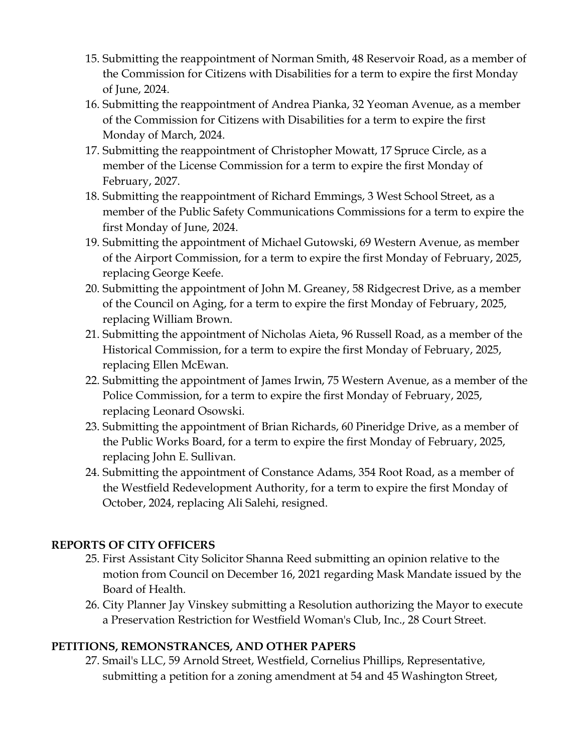15. Submitting the reappointment of Norman Smith, 48 Reservoir Road, as a member of the Commission for Citizens with Disabilities for a term to expire the first Monday of June, 2024.
16. Submitting the reappointment of Andrea Pianka, 32 Yeoman Avenue, as a member of the Commission for Citizens with Disabilities for a term to expire the first Monday of March, 2024.
17. Submitting the reappointment of Christopher Mowatt, 17 Spruce Circle, as a member of the License Commission for a term to expire the first Monday of February, 2027.
18. Submitting the reappointment of Richard Emmings, 3 West School Street, as a member of the Public Safety Communications Commissions for a term to expire the first Monday of June, 2024.
19. Submitting the appointment of Michael Gutowski, 69 Western Avenue, as member of the Airport Commission, for a term to expire the first Monday of February, 2025, replacing George Keefe.
20. Submitting the appointment of John M. Greaney, 58 Ridgecrest Drive, as a member of the Council on Aging, for a term to expire the first Monday of February, 2025, replacing William Brown.
21. Submitting the appointment of Nicholas Aieta, 96 Russell Road, as a member of the Historical Commission, for a term to expire the first Monday of February, 2025, replacing Ellen McEwan.
22. Submitting the appointment of James Irwin, 75 Western Avenue, as a member of the Police Commission, for a term to expire the first Monday of February, 2025, replacing Leonard Osowski.
23. Submitting the appointment of Brian Richards, 60 Pineridge Drive, as a member of the Public Works Board, for a term to expire the first Monday of February, 2025, replacing John E. Sullivan.
24. Submitting the appointment of Constance Adams, 354 Root Road, as a member of the Westfield Redevelopment Authority, for a term to expire the first Monday of October, 2024, replacing Ali Salehi, resigned.

**REPORTS OF CITY OFFICERS**

25. First Assistant City Solicitor Shanna Reed submitting an opinion relative to the motion from Council on December 16, 2021 regarding Mask Mandate issued by the Board of Health.
26. City Planner Jay Vinskey submitting a Resolution authorizing the Mayor to execute a Preservation Restriction for Westfield Woman's Club, Inc., 28 Court Street.

**PETITIONS, REMONSTRANCES, AND OTHER PAPERS**

27. Smail's LLC, 59 Arnold Street, Westfield, Cornelius Phillips, Representative, submitting a petition for a zoning amendment at 54 and 45 Washington Street,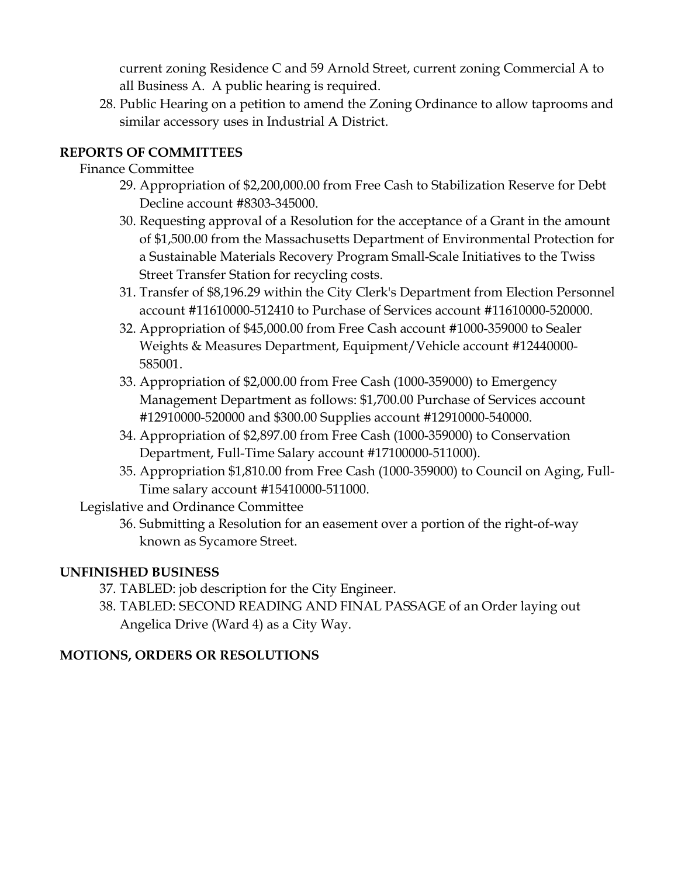current zoning Residence C and 59 Arnold Street, current zoning Commercial A to all Business A. A public hearing is required.

28. Public Hearing on a petition to amend the Zoning Ordinance to allow taprooms and similar accessory uses in Industrial A District.

**REPORTS OF COMMITTEES**

Finance Committee

29. Appropriation of $2,200,000.00 from Free Cash to Stabilization Reserve for Debt Decline account #8303-345000.
30. Requesting approval of a Resolution for the acceptance of a Grant in the amount of $1,500.00 from the Massachusetts Department of Environmental Protection for a Sustainable Materials Recovery Program Small-Scale Initiatives to the Twiss Street Transfer Station for recycling costs.
31. Transfer of $8,196.29 within the City Clerk's Department from Election Personnel account #11610000-512410 to Purchase of Services account #11610000-520000.
32. Appropriation of $45,000.00 from Free Cash account #1000-359000 to Sealer Weights & Measures Department, Equipment/Vehicle account #12440000-585001.
33. Appropriation of $2,000.00 from Free Cash (1000-359000) to Emergency Management Department as follows: $1,700.00 Purchase of Services account #12910000-520000 and $300.00 Supplies account #12910000-540000.
34. Appropriation of $2,897.00 from Free Cash (1000-359000) to Conservation Department, Full-Time Salary account #17100000-511000).
35. Appropriation $1,810.00 from Free Cash (1000-359000) to Council on Aging, Full-Time salary account #15410000-511000.

Legislative and Ordinance Committee

36. Submitting a Resolution for an easement over a portion of the right-of-way known as Sycamore Street.

**UNFINISHED BUSINESS**

37. TABLED: job description for the City Engineer.
38. TABLED: SECOND READING AND FINAL PASSAGE of an Order laying out Angelica Drive (Ward 4) as a City Way.

**MOTIONS, ORDERS OR RESOLUTIONS**